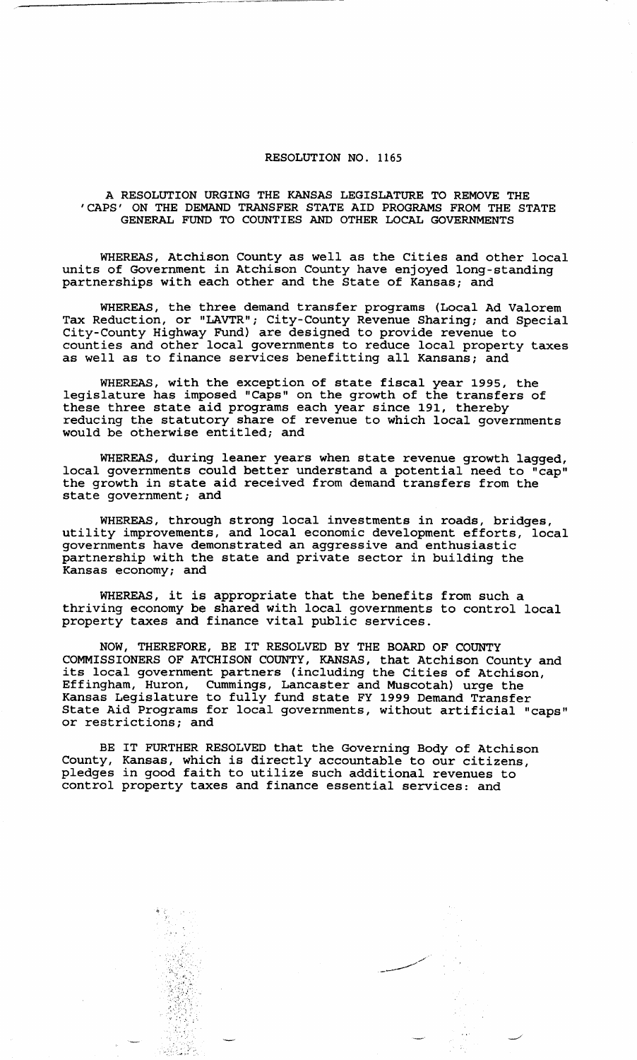# RESOLUTION NO. 1165

## A RESOLUTION URGING THE KANSAS LEGISLATURE TO REMOVE THE 'CAPS' ON THE DEMAND TRANSFER STATE AID PROGRAMS FROM THE STATE GENERAL FUND TO COUNTIES AND OTHER LOCAL GOVERNMENTS

WHEREAS, Atchison County as well as the Cities and other local units of Government in Atchison County have enjoyed long-standing partnerships with each other and the State of Kansas; and

WHEREAS, the three demand transfer programs (Local Ad Valorem Tax Reduction, or "LAVTR"; City-County Revenue Sharing; and Special City-County Highway Fund) are designed to provide revenue to counties and other local governments to reduce local property taxes as well as to finance services benefitting all Kansans; and

WHEREAS, with the exception of state fiscal year 1995, the legislature has imposed "Caps" on the growth of the transfers of these three state aid programs each year since 191, thereby reducing the statutory share of revenue to which local governments would be otherwise entitled; and

WHEREAS, during leaner years when state revenue growth lagged, local governments could better understand a potential need to "cap" the growth in state aid received from demand transfers from the state government; and

WHEREAS, through strong local investments in roads, bridges, utility improvements, and local economic development efforts, local governments have demonstrated an aggressive and enthusiastic partnership with the state and private sector in building the Kansas economy; and

WHEREAS, it is appropriate that the benefits from such a thriving economy be shared with local governments to control local property taxes and finance vital public services.

NOW, THEREFORE, BE IT RESOLVED BY THE BOARD OF COUNTY COMMISSIONERS OF ATCHISON COUNTY, KANSAS, that Atchison County and its local government partners (including the Cities of Atchison, Effingham, Huron, Cummings, Lancaster and Muscotah) urge the Kansas Legislature to fully fund state FY 1999 Demand Transfer State Aid Programs for local governments, without artificial "caps" or restrictions; and

BE IT FURTHER RESOLVED that the Governing Body of Atchison County, Kansas, which is directly accountable to our citizens, pledges in good faith to utilize such additional revenues to control property taxes and finance essential services: and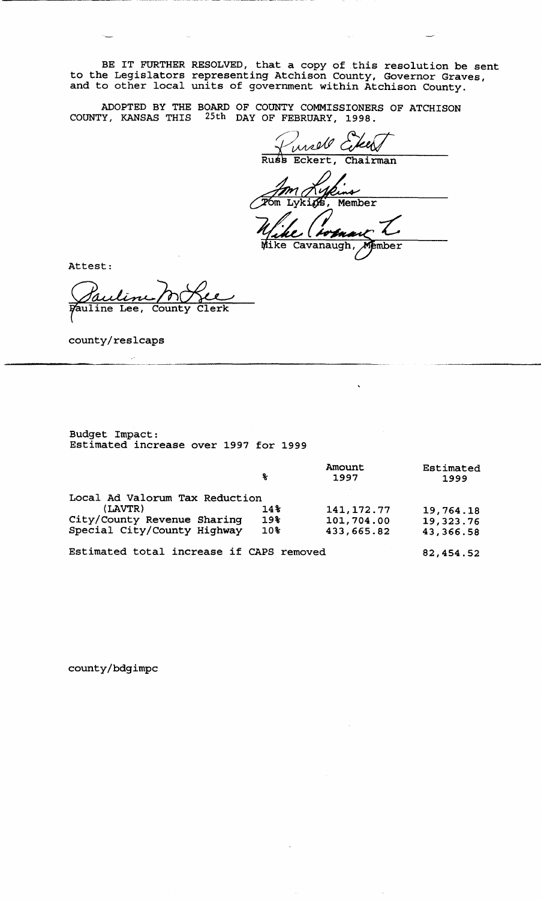BE IT FURTHER RESOLVED, that a copy of this resolution be sent to the Legislators representing Atchison County, Governor Graves, and to other local units of government within Atchison County.

ADOPTED BY THE BOARD OF COUNTY COMMISSIONERS OF ATCHISON COUNTY, KANSAS THIS 25th DAY OF FEBRUARY, 1998.

Russ Eckert, Chairman

Tom Lykins, Member

Mike Cavanaugh, Member

Attest:

Pauline Lee, County Clerk

county/reslcaps

Budget Impact:
Estimated increase over 1997 for 1999

| | % | Amount 1997 | Estimated 1999 |
|---|---|---|---|
| Local Ad Valorum Tax Reduction (LAVTR) | 14% | 141,172.77 | 19,764.18 |
| City/County Revenue Sharing | 19% | 101,704.00 | 19,323.76 |
| Special City/County Highway | 10% | 433,665.82 | 43,366.58 |
| Estimated total increase if CAPS removed | | | 82,454.52 |

county/bdgimpc